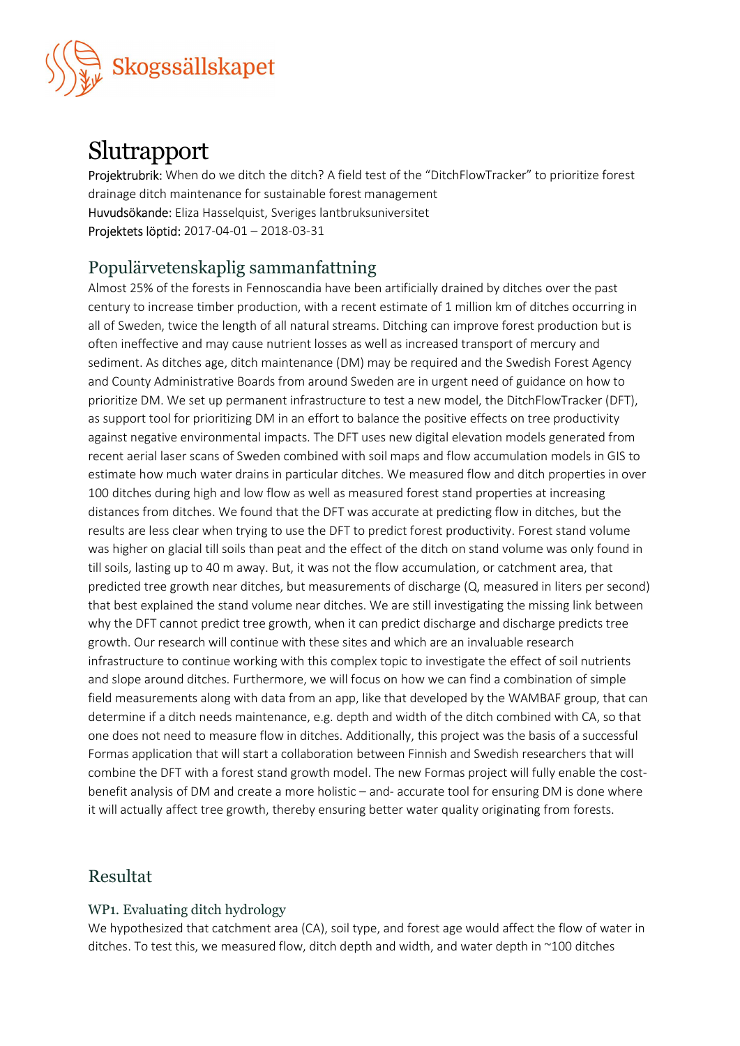# Slutrapport

Projektrubrik: When do we ditch the ditch? A field test of the "DitchFlowTracker" to prioritize forest drainage ditch maintenance for sustainable forest management
Huvudsökande: Eliza Hasselquist, Sveriges lantbruksuniversitet
Projektets löptid: 2017-04-01 – 2018-03-31

## Populärvetenskaplig sammanfattning

Almost 25% of the forests in Fennoscandia have been artificially drained by ditches over the past century to increase timber production, with a recent estimate of 1 million km of ditches occurring in all of Sweden, twice the length of all natural streams. Ditching can improve forest production but is often ineffective and may cause nutrient losses as well as increased transport of mercury and sediment. As ditches age, ditch maintenance (DM) may be required and the Swedish Forest Agency and County Administrative Boards from around Sweden are in urgent need of guidance on how to prioritize DM. We set up permanent infrastructure to test a new model, the DitchFlowTracker (DFT), as support tool for prioritizing DM in an effort to balance the positive effects on tree productivity against negative environmental impacts. The DFT uses new digital elevation models generated from recent aerial laser scans of Sweden combined with soil maps and flow accumulation models in GIS to estimate how much water drains in particular ditches. We measured flow and ditch properties in over 100 ditches during high and low flow as well as measured forest stand properties at increasing distances from ditches. We found that the DFT was accurate at predicting flow in ditches, but the results are less clear when trying to use the DFT to predict forest productivity. Forest stand volume was higher on glacial till soils than peat and the effect of the ditch on stand volume was only found in till soils, lasting up to 40 m away. But, it was not the flow accumulation, or catchment area, that predicted tree growth near ditches, but measurements of discharge (Q, measured in liters per second) that best explained the stand volume near ditches. We are still investigating the missing link between why the DFT cannot predict tree growth, when it can predict discharge and discharge predicts tree growth. Our research will continue with these sites and which are an invaluable research infrastructure to continue working with this complex topic to investigate the effect of soil nutrients and slope around ditches. Furthermore, we will focus on how we can find a combination of simple field measurements along with data from an app, like that developed by the WAMBAF group, that can determine if a ditch needs maintenance, e.g. depth and width of the ditch combined with CA, so that one does not need to measure flow in ditches. Additionally, this project was the basis of a successful Formas application that will start a collaboration between Finnish and Swedish researchers that will combine the DFT with a forest stand growth model. The new Formas project will fully enable the cost-benefit analysis of DM and create a more holistic – and- accurate tool for ensuring DM is done where it will actually affect tree growth, thereby ensuring better water quality originating from forests.

## Resultat

### WP1. Evaluating ditch hydrology

We hypothesized that catchment area (CA), soil type, and forest age would affect the flow of water in ditches. To test this, we measured flow, ditch depth and width, and water depth in ~100 ditches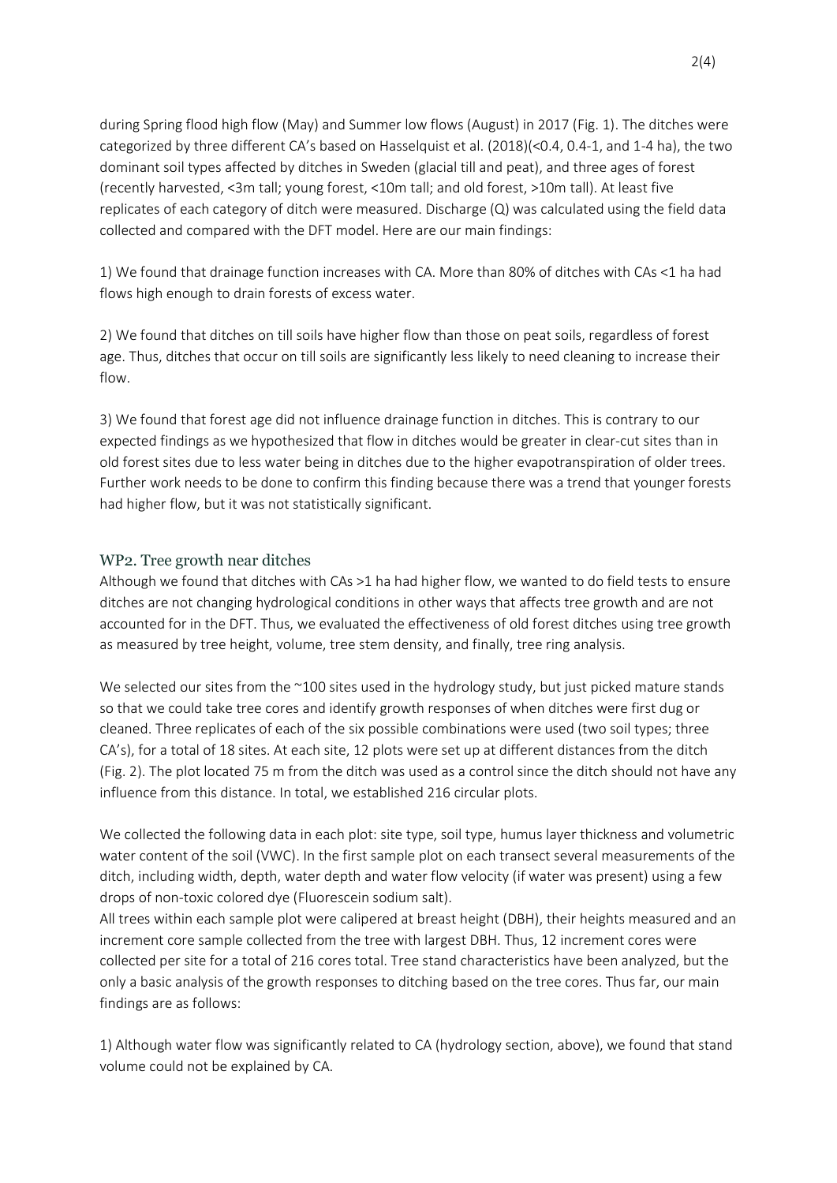during Spring flood high flow (May) and Summer low flows (August) in 2017 (Fig. 1). The ditches were categorized by three different CA's based on Hasselquist et al. (2018)(<0.4, 0.4-1, and 1-4 ha), the two dominant soil types affected by ditches in Sweden (glacial till and peat), and three ages of forest (recently harvested, <3m tall; young forest, <10m tall; and old forest, >10m tall). At least five replicates of each category of ditch were measured. Discharge (Q) was calculated using the field data collected and compared with the DFT model. Here are our main findings:

1) We found that drainage function increases with CA. More than 80% of ditches with CAs <1 ha had flows high enough to drain forests of excess water.

2) We found that ditches on till soils have higher flow than those on peat soils, regardless of forest age. Thus, ditches that occur on till soils are significantly less likely to need cleaning to increase their flow.

3) We found that forest age did not influence drainage function in ditches. This is contrary to our expected findings as we hypothesized that flow in ditches would be greater in clear-cut sites than in old forest sites due to less water being in ditches due to the higher evapotranspiration of older trees. Further work needs to be done to confirm this finding because there was a trend that younger forests had higher flow, but it was not statistically significant.

## WP2. Tree growth near ditches

Although we found that ditches with CAs >1 ha had higher flow, we wanted to do field tests to ensure ditches are not changing hydrological conditions in other ways that affects tree growth and are not accounted for in the DFT. Thus, we evaluated the effectiveness of old forest ditches using tree growth as measured by tree height, volume, tree stem density, and finally, tree ring analysis.

We selected our sites from the ~100 sites used in the hydrology study, but just picked mature stands so that we could take tree cores and identify growth responses of when ditches were first dug or cleaned. Three replicates of each of the six possible combinations were used (two soil types; three CA's), for a total of 18 sites. At each site, 12 plots were set up at different distances from the ditch (Fig. 2). The plot located 75 m from the ditch was used as a control since the ditch should not have any influence from this distance. In total, we established 216 circular plots.

We collected the following data in each plot: site type, soil type, humus layer thickness and volumetric water content of the soil (VWC). In the first sample plot on each transect several measurements of the ditch, including width, depth, water depth and water flow velocity (if water was present) using a few drops of non-toxic colored dye (Fluorescein sodium salt).
All trees within each sample plot were calipered at breast height (DBH), their heights measured and an increment core sample collected from the tree with largest DBH. Thus, 12 increment cores were collected per site for a total of 216 cores total. Tree stand characteristics have been analyzed, but the only a basic analysis of the growth responses to ditching based on the tree cores. Thus far, our main findings are as follows:

1) Although water flow was significantly related to CA (hydrology section, above), we found that stand volume could not be explained by CA.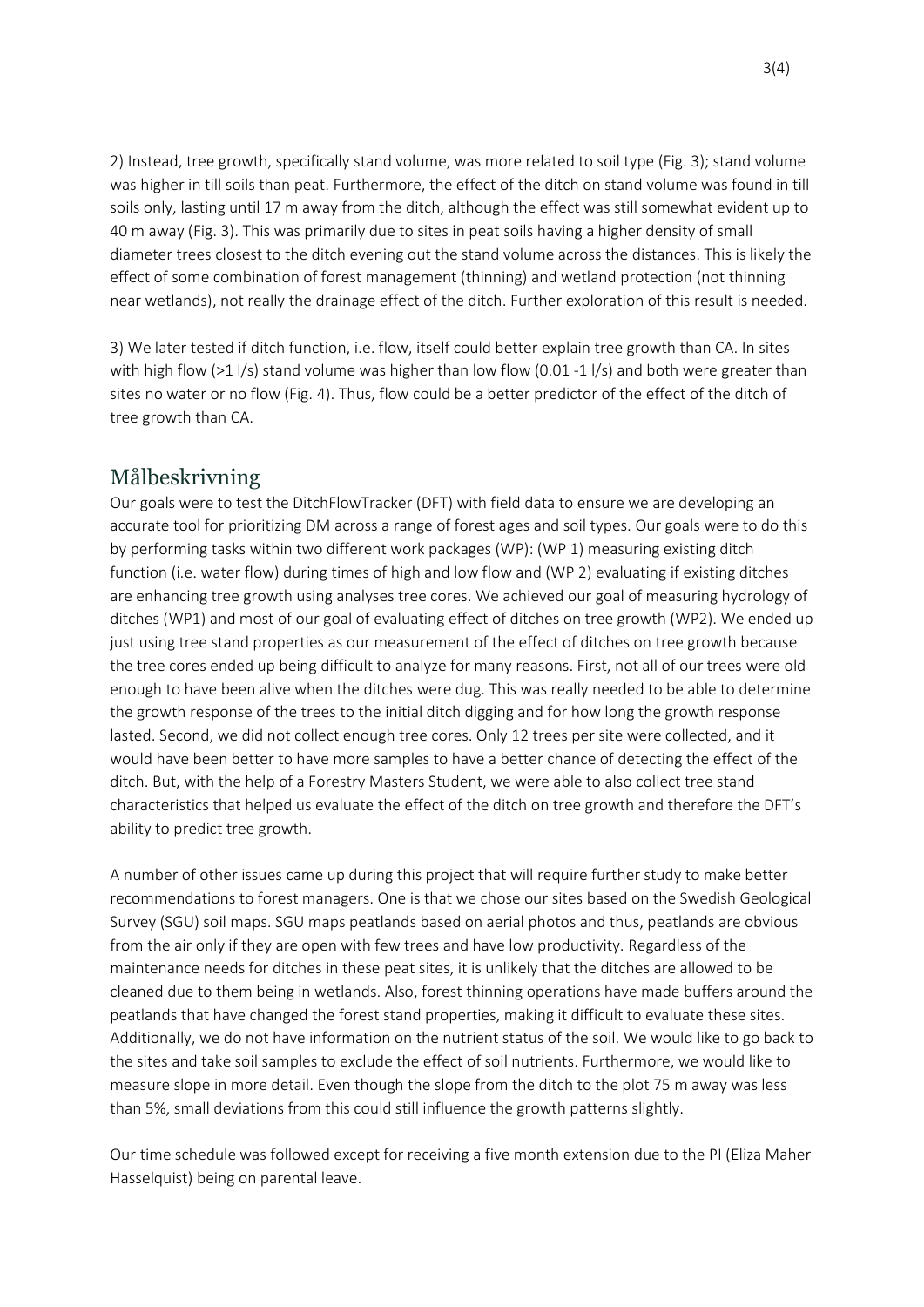2) Instead, tree growth, specifically stand volume, was more related to soil type (Fig. 3); stand volume was higher in till soils than peat. Furthermore, the effect of the ditch on stand volume was found in till soils only, lasting until 17 m away from the ditch, although the effect was still somewhat evident up to 40 m away (Fig. 3). This was primarily due to sites in peat soils having a higher density of small diameter trees closest to the ditch evening out the stand volume across the distances. This is likely the effect of some combination of forest management (thinning) and wetland protection (not thinning near wetlands), not really the drainage effect of the ditch. Further exploration of this result is needed.

3) We later tested if ditch function, i.e. flow, itself could better explain tree growth than CA. In sites with high flow (>1 l/s) stand volume was higher than low flow (0.01 -1 l/s) and both were greater than sites no water or no flow (Fig. 4). Thus, flow could be a better predictor of the effect of the ditch of tree growth than CA.

## Målbeskrivning

Our goals were to test the DitchFlowTracker (DFT) with field data to ensure we are developing an accurate tool for prioritizing DM across a range of forest ages and soil types. Our goals were to do this by performing tasks within two different work packages (WP): (WP 1) measuring existing ditch function (i.e. water flow) during times of high and low flow and (WP 2) evaluating if existing ditches are enhancing tree growth using analyses tree cores. We achieved our goal of measuring hydrology of ditches (WP1) and most of our goal of evaluating effect of ditches on tree growth (WP2). We ended up just using tree stand properties as our measurement of the effect of ditches on tree growth because the tree cores ended up being difficult to analyze for many reasons. First, not all of our trees were old enough to have been alive when the ditches were dug. This was really needed to be able to determine the growth response of the trees to the initial ditch digging and for how long the growth response lasted. Second, we did not collect enough tree cores. Only 12 trees per site were collected, and it would have been better to have more samples to have a better chance of detecting the effect of the ditch. But, with the help of a Forestry Masters Student, we were able to also collect tree stand characteristics that helped us evaluate the effect of the ditch on tree growth and therefore the DFT's ability to predict tree growth.

A number of other issues came up during this project that will require further study to make better recommendations to forest managers. One is that we chose our sites based on the Swedish Geological Survey (SGU) soil maps. SGU maps peatlands based on aerial photos and thus, peatlands are obvious from the air only if they are open with few trees and have low productivity. Regardless of the maintenance needs for ditches in these peat sites, it is unlikely that the ditches are allowed to be cleaned due to them being in wetlands. Also, forest thinning operations have made buffers around the peatlands that have changed the forest stand properties, making it difficult to evaluate these sites. Additionally, we do not have information on the nutrient status of the soil. We would like to go back to the sites and take soil samples to exclude the effect of soil nutrients. Furthermore, we would like to measure slope in more detail. Even though the slope from the ditch to the plot 75 m away was less than 5%, small deviations from this could still influence the growth patterns slightly.

Our time schedule was followed except for receiving a five month extension due to the PI (Eliza Maher Hasselquist) being on parental leave.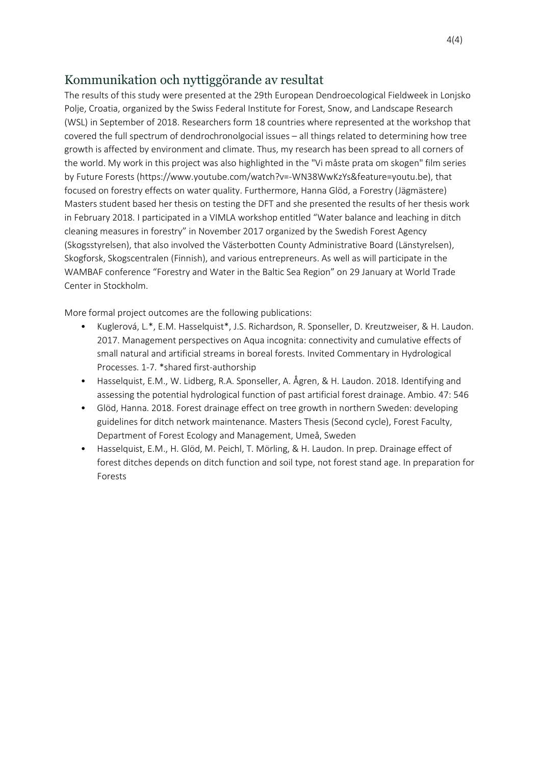## Kommunikation och nyttiggörande av resultat

The results of this study were presented at the 29th European Dendroecological Fieldweek in Lonjsko Polje, Croatia, organized by the Swiss Federal Institute for Forest, Snow, and Landscape Research (WSL) in September of 2018. Researchers form 18 countries where represented at the workshop that covered the full spectrum of dendrochronolgocial issues – all things related to determining how tree growth is affected by environment and climate. Thus, my research has been spread to all corners of the world. My work in this project was also highlighted in the "Vi måste prata om skogen" film series by Future Forests (https://www.youtube.com/watch?v=-WN38WwKzYs&feature=youtu.be), that focused on forestry effects on water quality. Furthermore, Hanna Glöd, a Forestry (Jägmästere) Masters student based her thesis on testing the DFT and she presented the results of her thesis work in February 2018. I participated in a VIMLA workshop entitled "Water balance and leaching in ditch cleaning measures in forestry" in November 2017 organized by the Swedish Forest Agency (Skogsstyrelsen), that also involved the Västerbotten County Administrative Board (Länstyrelsen), Skogforsk, Skogscentralen (Finnish), and various entrepreneurs. As well as will participate in the WAMBAF conference "Forestry and Water in the Baltic Sea Region" on 29 January at World Trade Center in Stockholm.

More formal project outcomes are the following publications:

- Kuglerová, L.*, E.M. Hasselquist*, J.S. Richardson, R. Sponseller, D. Kreutzweiser, & H. Laudon. 2017. Management perspectives on Aqua incognita: connectivity and cumulative effects of small natural and artificial streams in boreal forests. Invited Commentary in Hydrological Processes. 1-7. *shared first-authorship
- Hasselquist, E.M., W. Lidberg, R.A. Sponseller, A. Ågren, & H. Laudon. 2018. Identifying and assessing the potential hydrological function of past artificial forest drainage. Ambio. 47: 546
- Glöd, Hanna. 2018. Forest drainage effect on tree growth in northern Sweden: developing guidelines for ditch network maintenance. Masters Thesis (Second cycle), Forest Faculty, Department of Forest Ecology and Management, Umeå, Sweden
- Hasselquist, E.M., H. Glöd, M. Peichl, T. Mörling, & H. Laudon. In prep. Drainage effect of forest ditches depends on ditch function and soil type, not forest stand age. In preparation for Forests